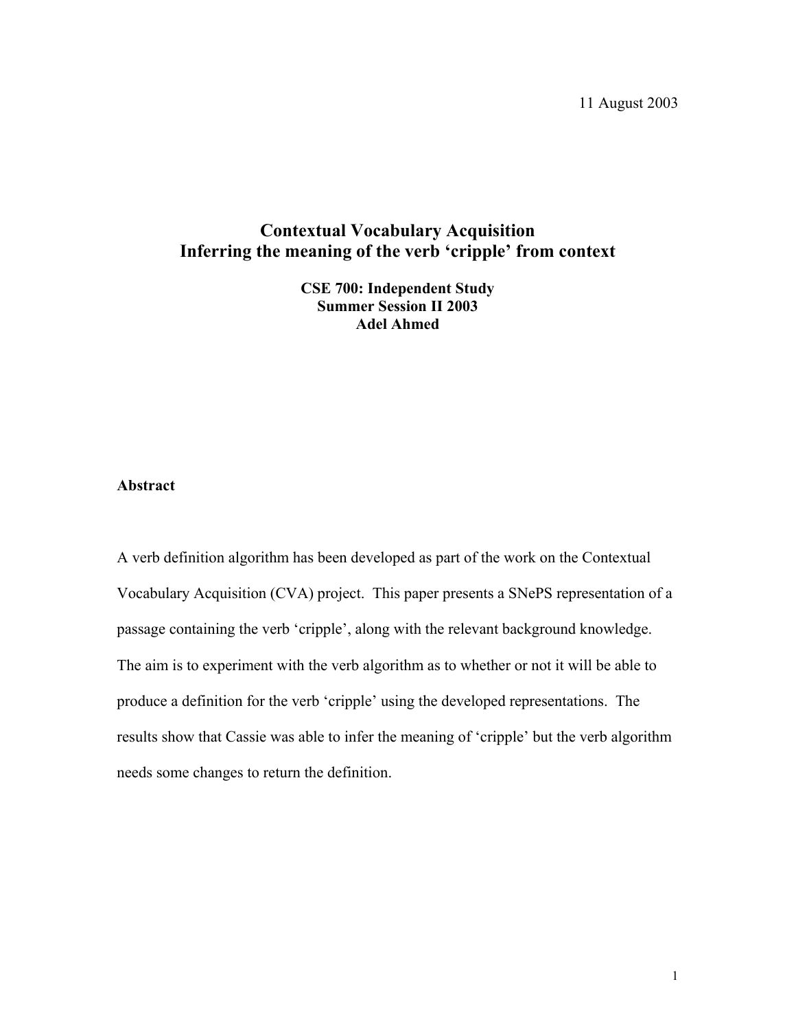11 August 2003

# Contextual Vocabulary Acquisition
# Inferring the meaning of the verb 'cripple' from context

**CSE 700: Independent Study**
**Summer Session II 2003**
**Adel Ahmed**

## Abstract

A verb definition algorithm has been developed as part of the work on the Contextual Vocabulary Acquisition (CVA) project. This paper presents a SNePS representation of a passage containing the verb 'cripple', along with the relevant background knowledge. The aim is to experiment with the verb algorithm as to whether or not it will be able to produce a definition for the verb 'cripple' using the developed representations. The results show that Cassie was able to infer the meaning of 'cripple' but the verb algorithm needs some changes to return the definition.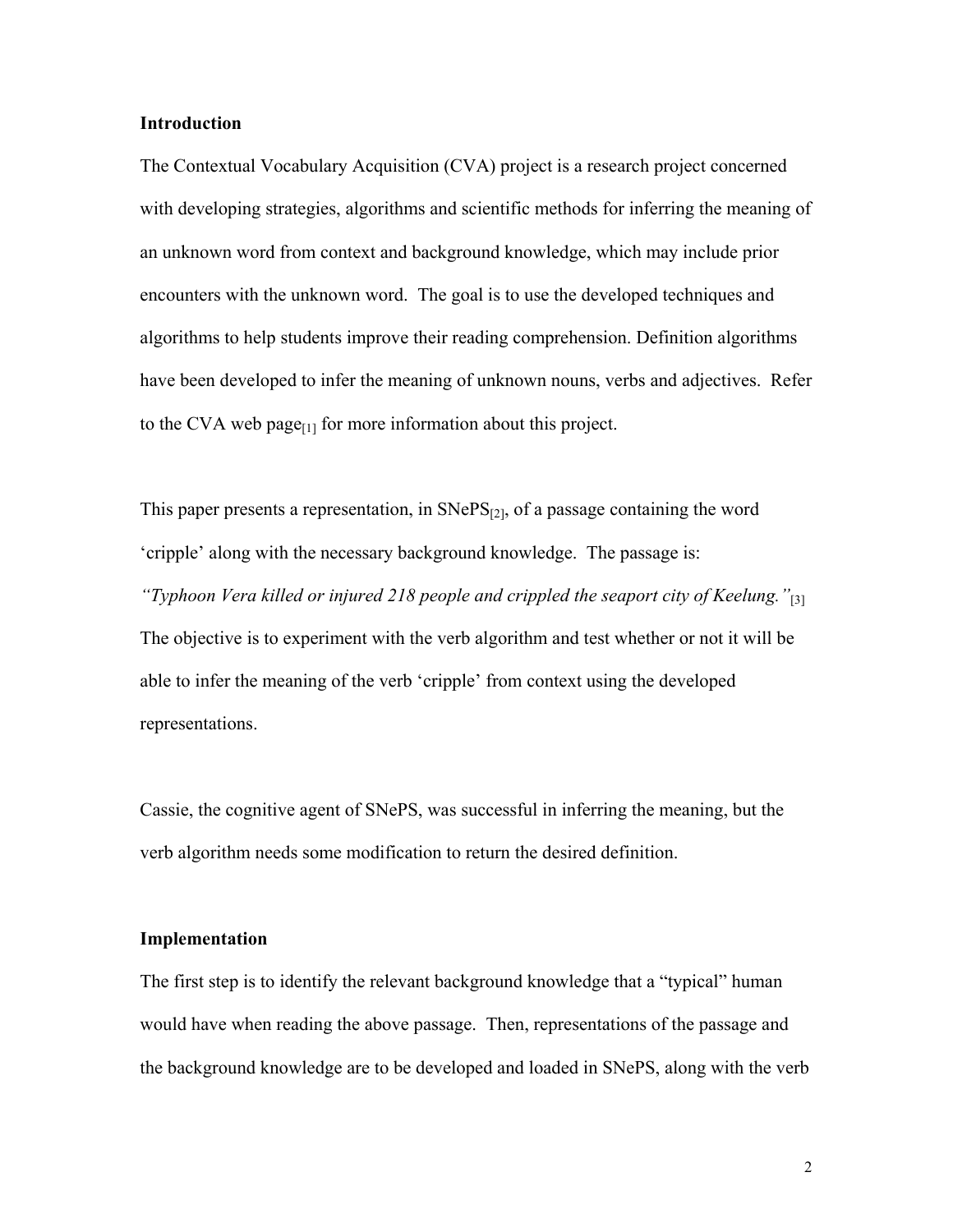**Introduction**

The Contextual Vocabulary Acquisition (CVA) project is a research project concerned with developing strategies, algorithms and scientific methods for inferring the meaning of an unknown word from context and background knowledge, which may include prior encounters with the unknown word. The goal is to use the developed techniques and algorithms to help students improve their reading comprehension. Definition algorithms have been developed to infer the meaning of unknown nouns, verbs and adjectives. Refer to the CVA web page[1] for more information about this project.

This paper presents a representation, in SNePS[2], of a passage containing the word 'cripple' along with the necessary background knowledge. The passage is:

*"Typhoon Vera killed or injured 218 people and crippled the seaport city of Keelung."*[3]

The objective is to experiment with the verb algorithm and test whether or not it will be able to infer the meaning of the verb 'cripple' from context using the developed representations.

Cassie, the cognitive agent of SNePS, was successful in inferring the meaning, but the verb algorithm needs some modification to return the desired definition.

**Implementation**

The first step is to identify the relevant background knowledge that a "typical" human would have when reading the above passage. Then, representations of the passage and the background knowledge are to be developed and loaded in SNePS, along with the verb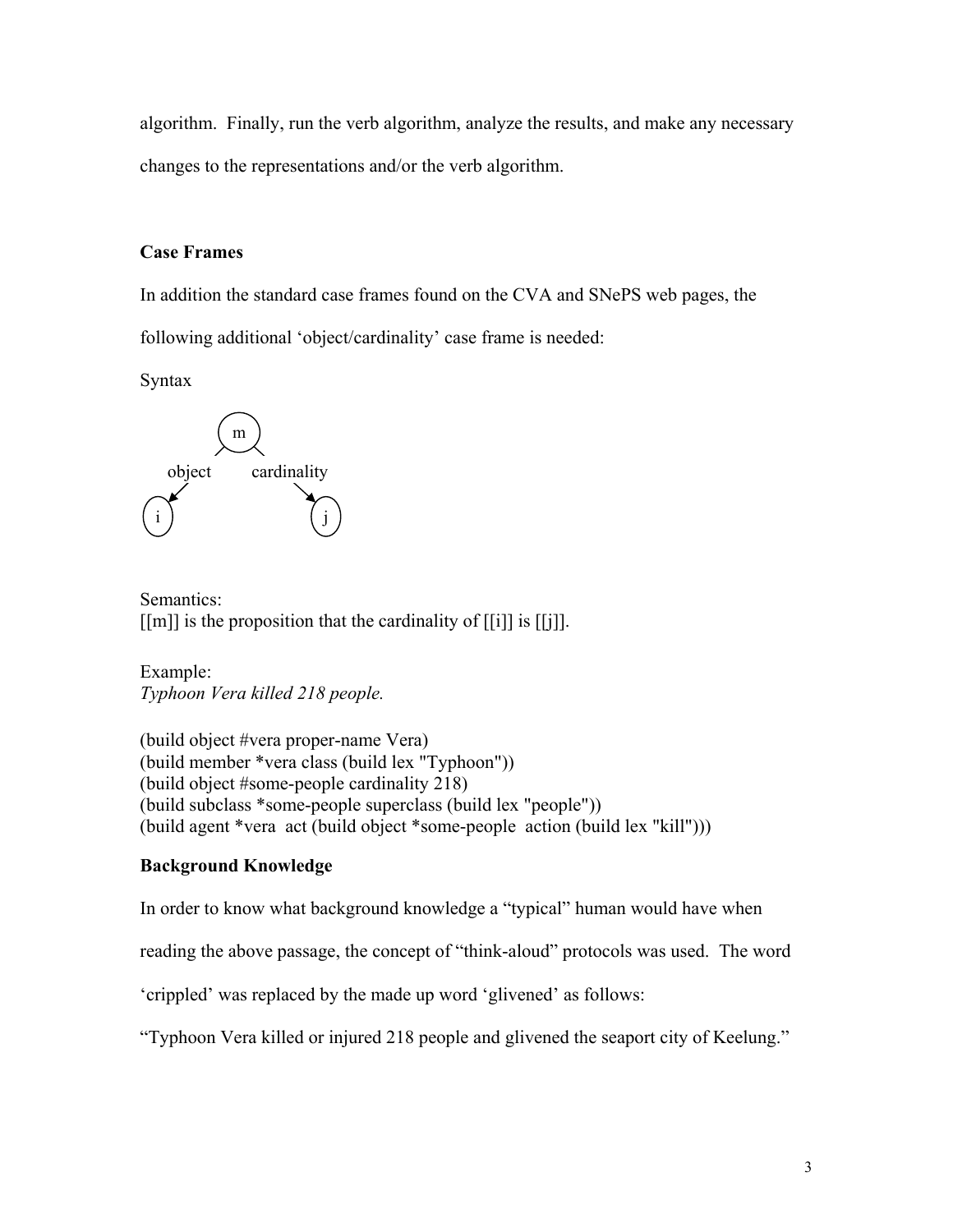algorithm. Finally, run the verb algorithm, analyze the results, and make any necessary changes to the representations and/or the verb algorithm.

**Case Frames**

In addition the standard case frames found on the CVA and SNePS web pages, the following additional 'object/cardinality' case frame is needed:

Syntax

```
        m
      /   \
 object   cardinality
    /       \
   i         j
```

Semantics:
[[m]] is the proposition that the cardinality of [[i]] is [[j]].

Example:
*Typhoon Vera killed 218 people.*

```
(build object #vera proper-name Vera)
(build member *vera class (build lex "Typhoon"))
(build object #some-people cardinality 218)
(build subclass *some-people superclass (build lex "people"))
(build agent *vera  act (build object *some-people  action (build lex "kill")))
```

**Background Knowledge**

In order to know what background knowledge a "typical" human would have when reading the above passage, the concept of "think-aloud" protocols was used. The word 'crippled' was replaced by the made up word 'glivened' as follows:

"Typhoon Vera killed or injured 218 people and glivened the seaport city of Keelung."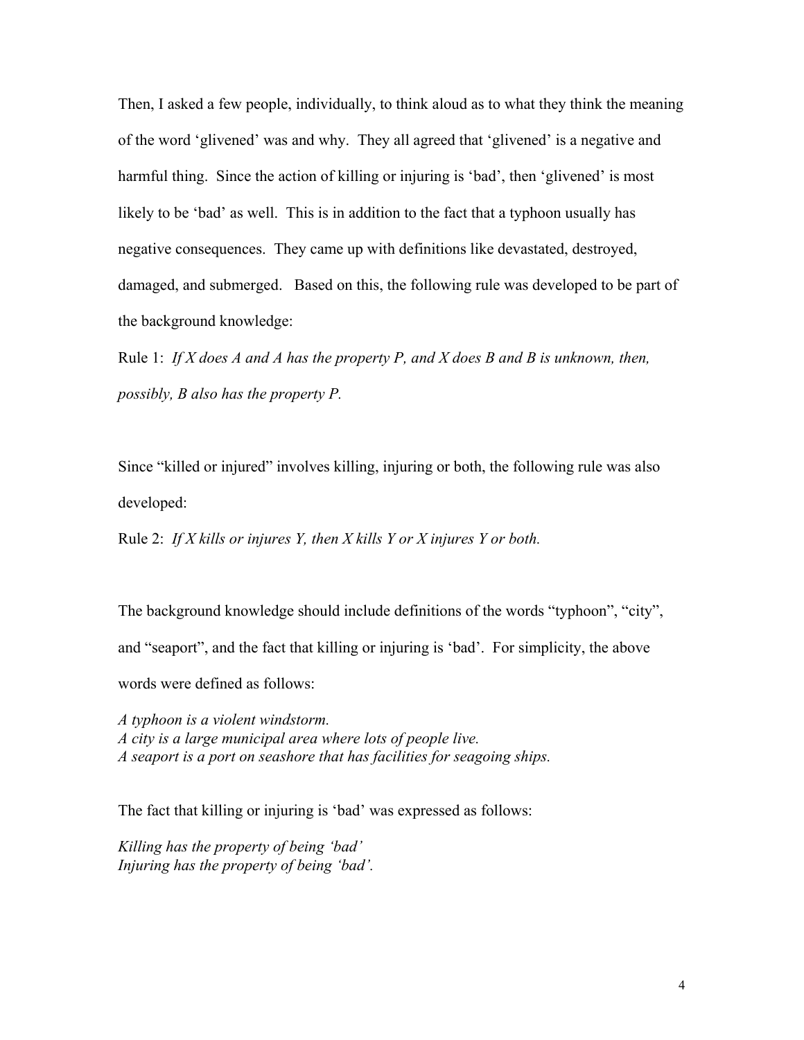Then, I asked a few people, individually, to think aloud as to what they think the meaning of the word 'glivened' was and why. They all agreed that 'glivened' is a negative and harmful thing. Since the action of killing or injuring is 'bad', then 'glivened' is most likely to be 'bad' as well. This is in addition to the fact that a typhoon usually has negative consequences. They came up with definitions like devastated, destroyed, damaged, and submerged. Based on this, the following rule was developed to be part of the background knowledge:

Rule 1: *If X does A and A has the property P, and X does B and B is unknown, then, possibly, B also has the property P.*

Since "killed or injured" involves killing, injuring or both, the following rule was also developed:

Rule 2: *If X kills or injures Y, then X kills Y or X injures Y or both.*

The background knowledge should include definitions of the words "typhoon", "city", and "seaport", and the fact that killing or injuring is 'bad'. For simplicity, the above words were defined as follows:

*A typhoon is a violent windstorm.*
*A city is a large municipal area where lots of people live.*
*A seaport is a port on seashore that has facilities for seagoing ships.*

The fact that killing or injuring is 'bad' was expressed as follows:

*Killing has the property of being 'bad'*
*Injuring has the property of being 'bad'.*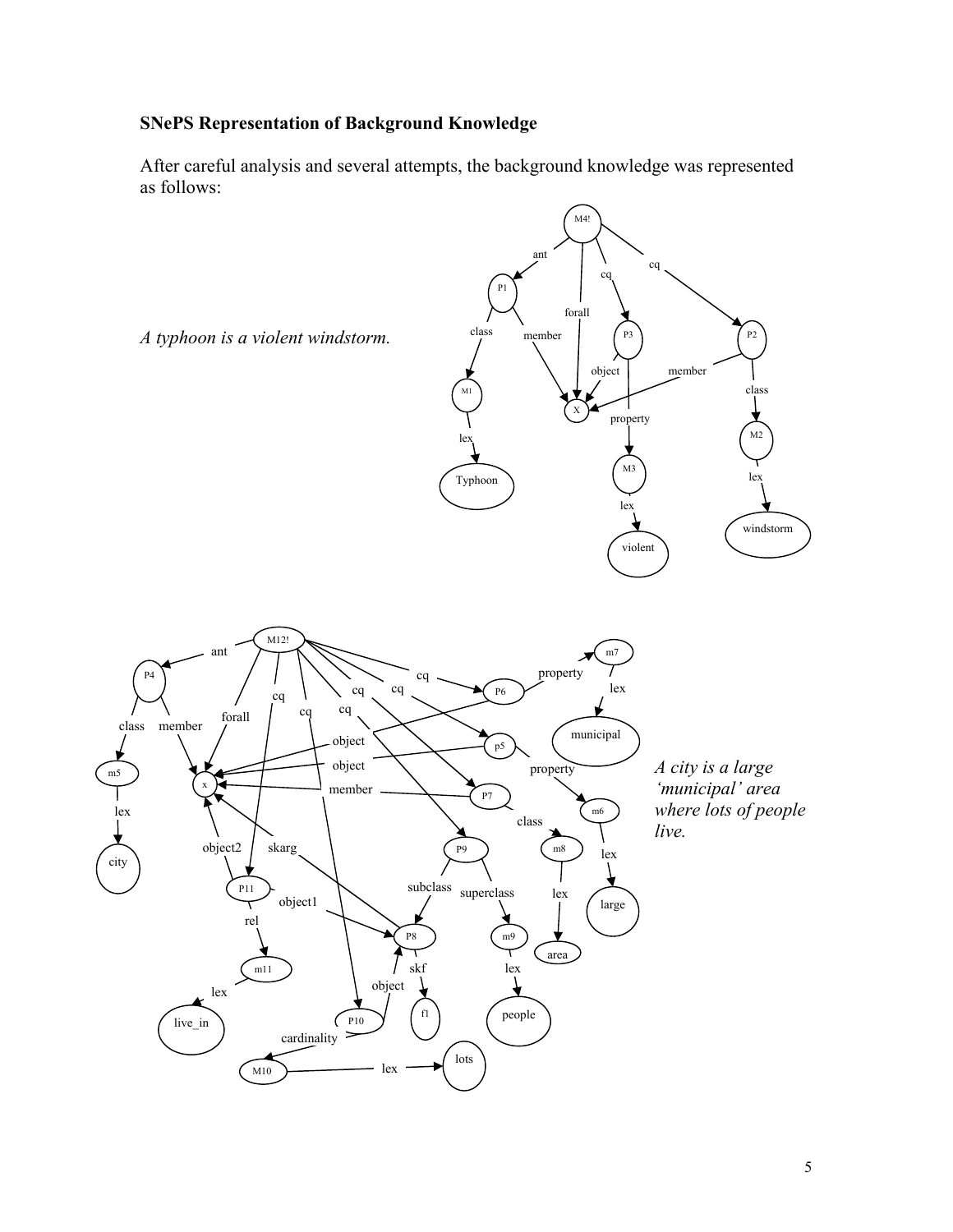### SNePS Representation of Background Knowledge

After careful analysis and several attempts, the background knowledge was represented as follows:

*A typhoon is a violent windstorm.*

*A city is a large 'municipal' area where lots of people live.*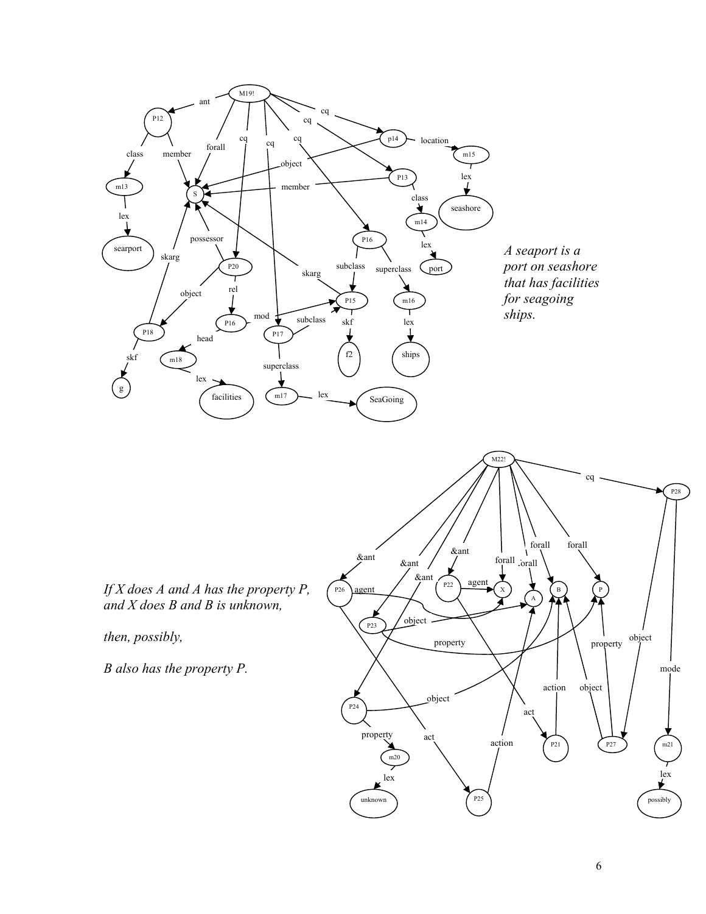*A seaport is a port on seashore that has facilities for seagoing ships.*

*If X does A and A has the property P, and X does B and B is unknown,*

*then, possibly,*

*B also has the property P.*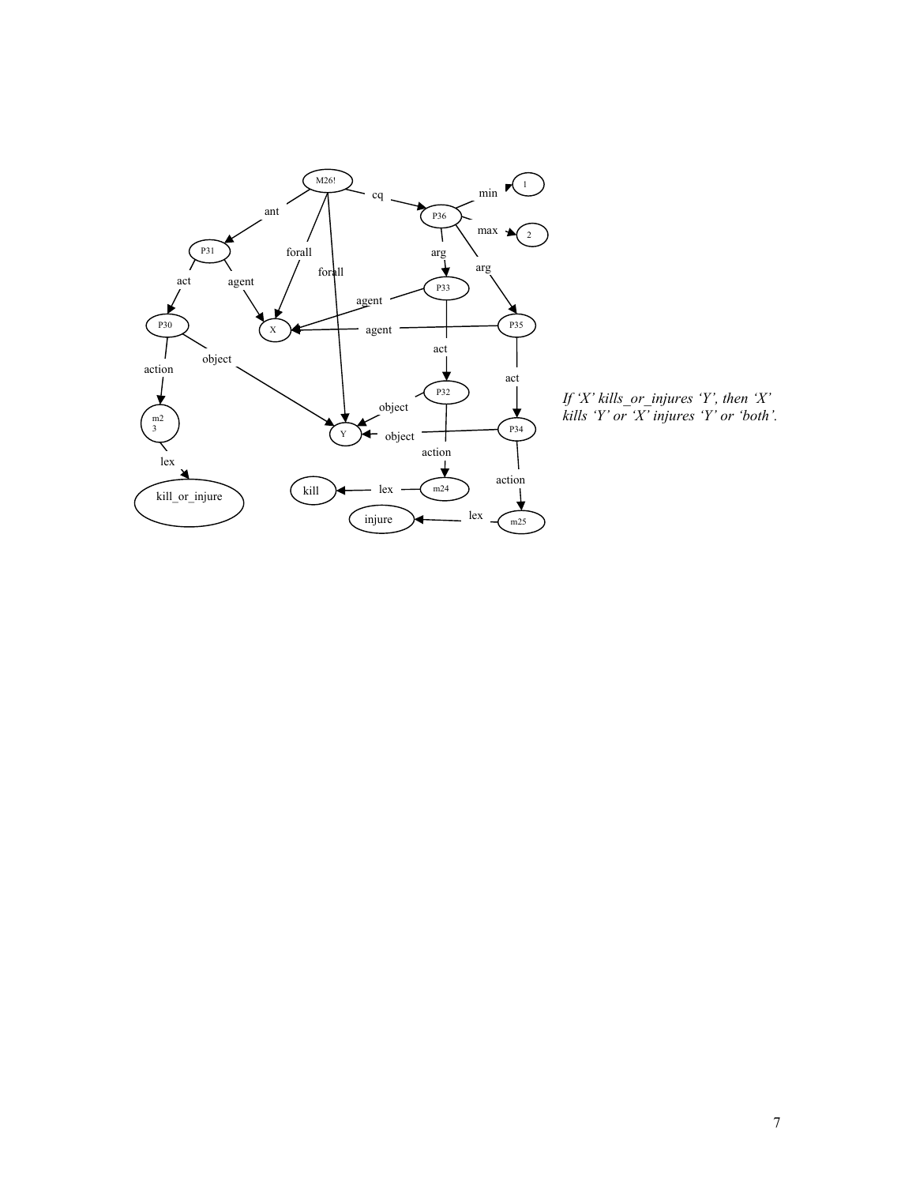*If 'X' kills_or_injures 'Y', then 'X' kills 'Y' or 'X' injures 'Y' or 'both'.*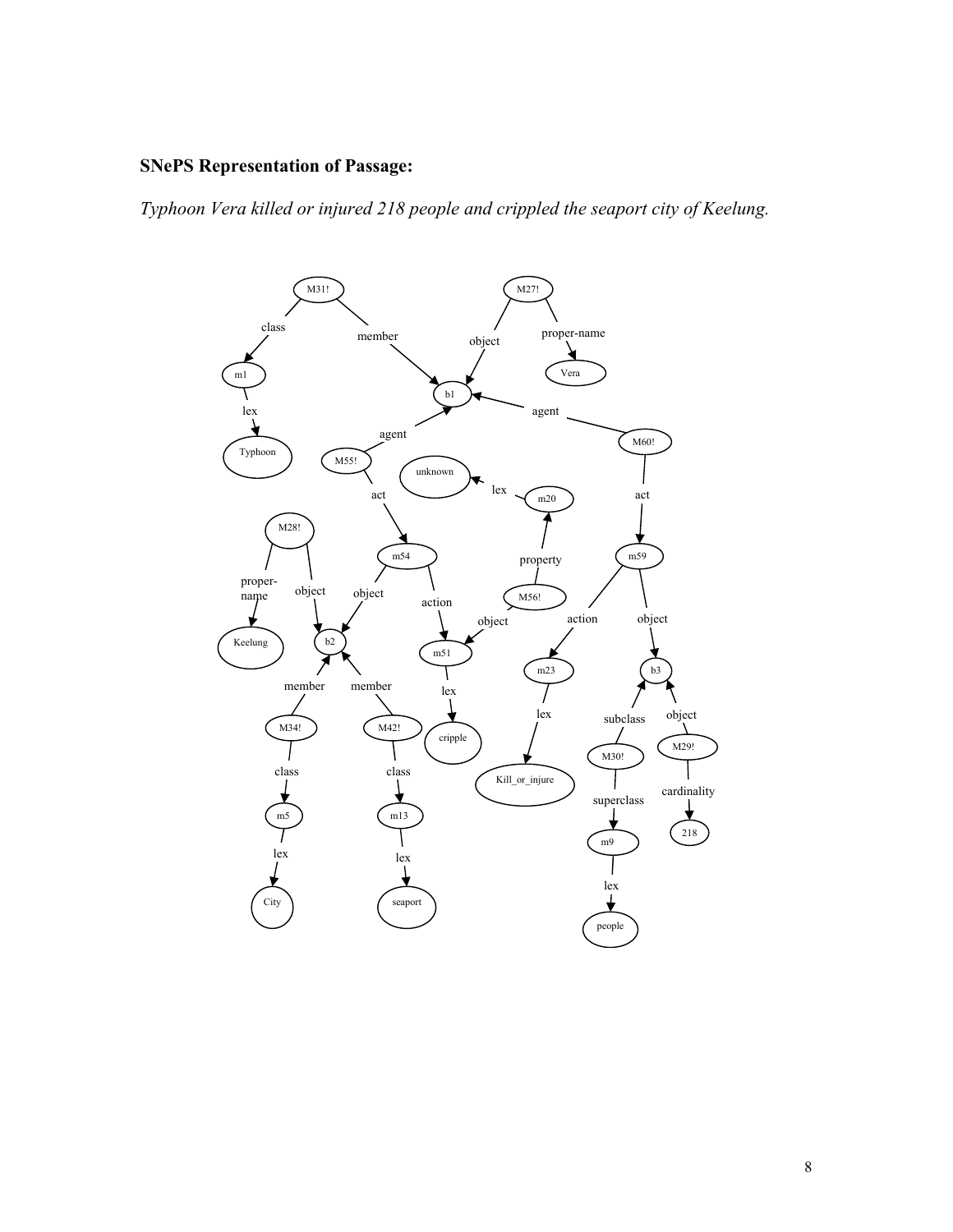**SNePS Representation of Passage:**

*Typhoon Vera killed or injured 218 people and crippled the seaport city of Keelung.*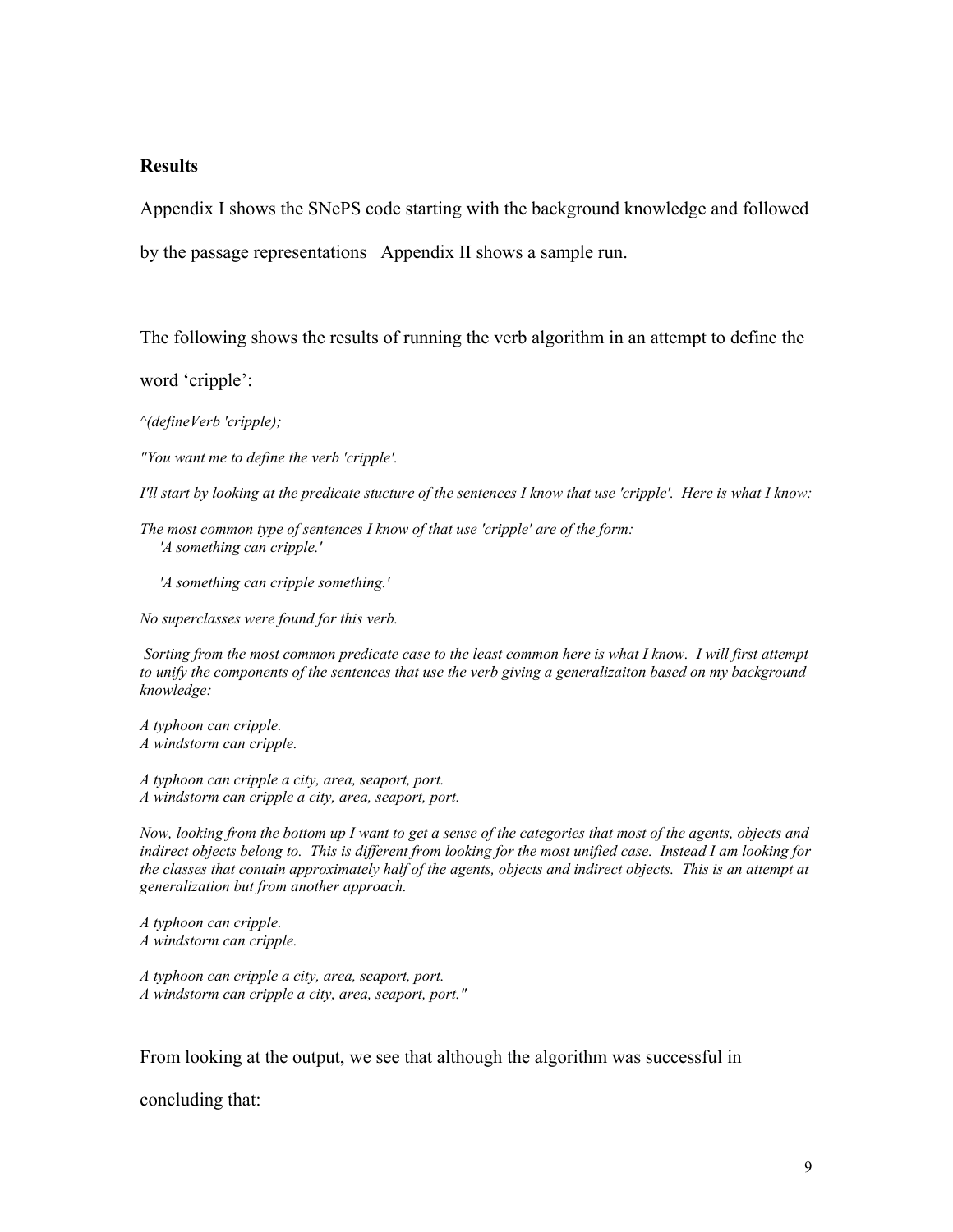**Results**

Appendix I shows the SNePS code starting with the background knowledge and followed by the passage representations   Appendix II shows a sample run.

The following shows the results of running the verb algorithm in an attempt to define the word 'cripple':

*^(defineVerb 'cripple);*

*"You want me to define the verb 'cripple'.*

*I'll start by looking at the predicate stucture of the sentences I know that use 'cripple'.  Here is what I know:*

*The most common type of sentences I know of that use 'cripple' are of the form:*
*'A something can cripple.'*

*'A something can cripple something.'*

*No superclasses were found for this verb.*

*Sorting from the most common predicate case to the least common here is what I know.  I will first attempt to unify the components of the sentences that use the verb giving a generalizaiton based on my background knowledge:*

*A typhoon can cripple.*
*A windstorm can cripple.*

*A typhoon can cripple a city, area, seaport, port.*
*A windstorm can cripple a city, area, seaport, port.*

*Now, looking from the bottom up I want to get a sense of the categories that most of the agents, objects and indirect objects belong to.  This is different from looking for the most unified case.  Instead I am looking for the classes that contain approximately half of the agents, objects and indirect objects.  This is an attempt at generalization but from another approach.*

*A typhoon can cripple.*
*A windstorm can cripple.*

*A typhoon can cripple a city, area, seaport, port.*
*A windstorm can cripple a city, area, seaport, port."*

From looking at the output, we see that although the algorithm was successful in concluding that: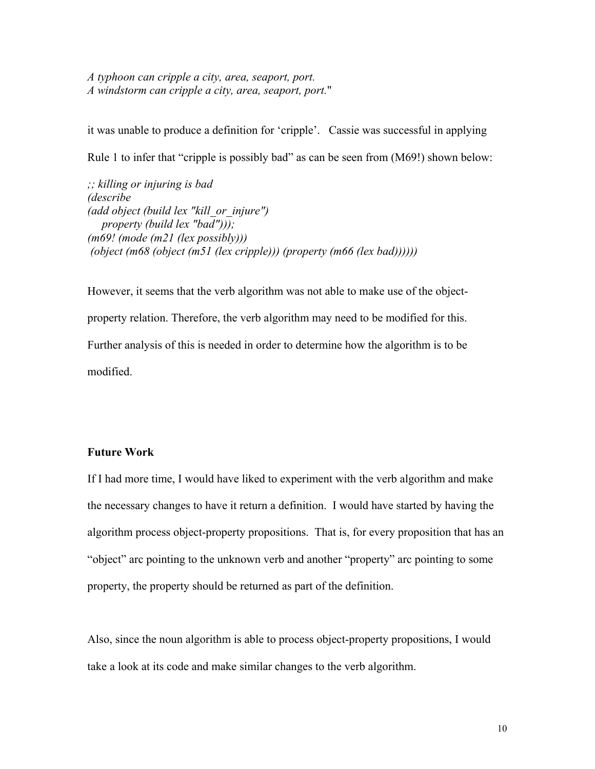*A typhoon can cripple a city, area, seaport, port.*
*A windstorm can cripple a city, area, seaport, port.*"

it was unable to produce a definition for 'cripple'. Cassie was successful in applying Rule 1 to infer that "cripple is possibly bad" as can be seen from (M69!) shown below:

```
;; killing or injuring is bad
(describe
(add object (build lex "kill_or_injure")
    property (build lex "bad")));
(m69! (mode (m21 (lex possibly)))
 (object (m68 (object (m51 (lex cripple))) (property (m66 (lex bad))))))
```

However, it seems that the verb algorithm was not able to make use of the object-property relation. Therefore, the verb algorithm may need to be modified for this. Further analysis of this is needed in order to determine how the algorithm is to be modified.

**Future Work**

If I had more time, I would have liked to experiment with the verb algorithm and make the necessary changes to have it return a definition. I would have started by having the algorithm process object-property propositions. That is, for every proposition that has an "object" arc pointing to the unknown verb and another "property" arc pointing to some property, the property should be returned as part of the definition.

Also, since the noun algorithm is able to process object-property propositions, I would take a look at its code and make similar changes to the verb algorithm.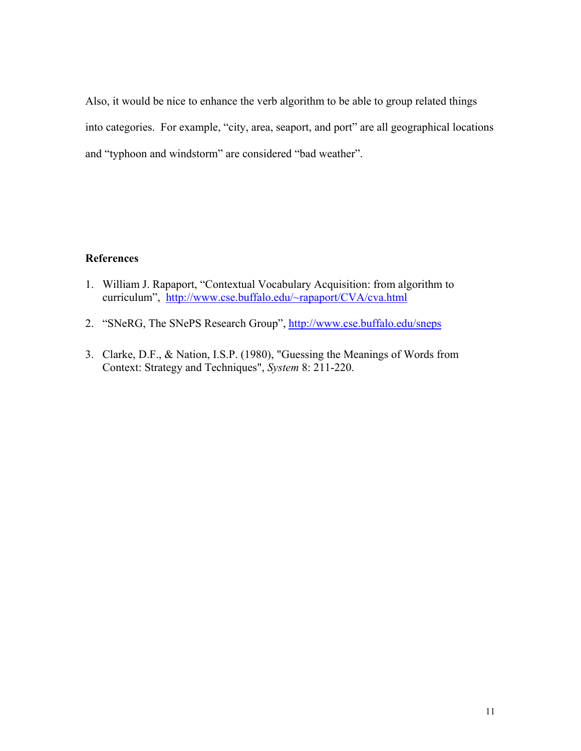Also, it would be nice to enhance the verb algorithm to be able to group related things into categories. For example, "city, area, seaport, and port" are all geographical locations and "typhoon and windstorm" are considered "bad weather".

**References**

1. William J. Rapaport, "Contextual Vocabulary Acquisition: from algorithm to curriculum", http://www.cse.buffalo.edu/~rapaport/CVA/cva.html

2. "SNeRG, The SNePS Research Group", http://www.cse.buffalo.edu/sneps

3. Clarke, D.F., & Nation, I.S.P. (1980), "Guessing the Meanings of Words from Context: Strategy and Techniques", *System* 8: 211-220.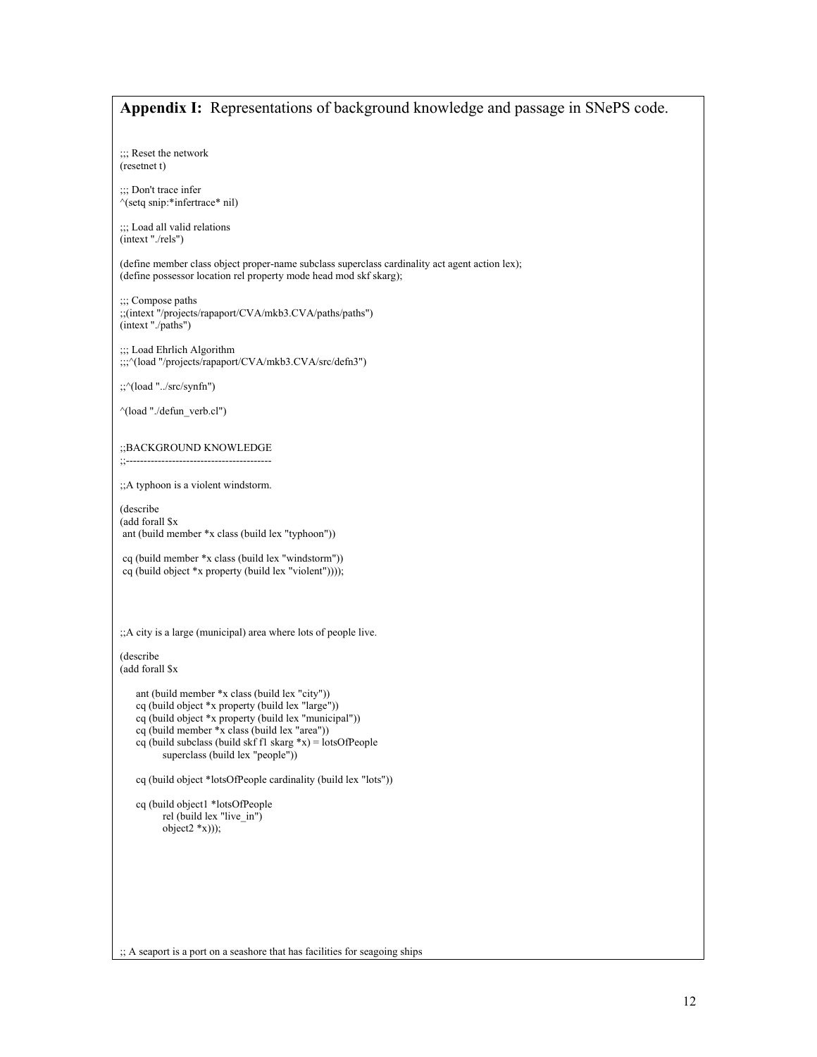**Appendix I:** Representations of background knowledge and passage in SNePS code.

```
;;; Reset the network
(resetnet t)

;;; Don't trace infer
^(setq snip:*infertrace* nil)

;;; Load all valid relations
(intext "./rels")

(define member class object proper-name subclass superclass cardinality act agent action lex);
(define possessor location rel property mode head mod skf skarg);

;;; Compose paths
;;(intext "/projects/rapaport/CVA/mkb3.CVA/paths/paths")
(intext "./paths")

;;; Load Ehrlich Algorithm
;;;^(load "/projects/rapaport/CVA/mkb3.CVA/src/defn3")

;;^(load "../src/synfn")

^(load "./defun_verb.cl")


;;BACKGROUND KNOWLEDGE
;;-----------------------------------------

;;A typhoon is a violent windstorm.

(describe
(add forall $x
 ant (build member *x class (build lex "typhoon"))

 cq (build member *x class (build lex "windstorm"))
 cq (build object *x property (build lex "violent"))));




;;A city is a large (municipal) area where lots of people live.

(describe
(add forall $x

     ant (build member *x class (build lex "city"))
     cq (build object *x property (build lex "large"))
     cq (build object *x property (build lex "municipal"))
     cq (build member *x class (build lex "area"))
     cq (build subclass (build skf f1 skarg *x) = lotsOfPeople
           superclass (build lex "people"))

     cq (build object *lotsOfPeople cardinality (build lex "lots"))

     cq (build object1 *lotsOfPeople
           rel (build lex "live_in")
           object2 *x)));








;; A seaport is a port on a seashore that has facilities for seagoing ships
```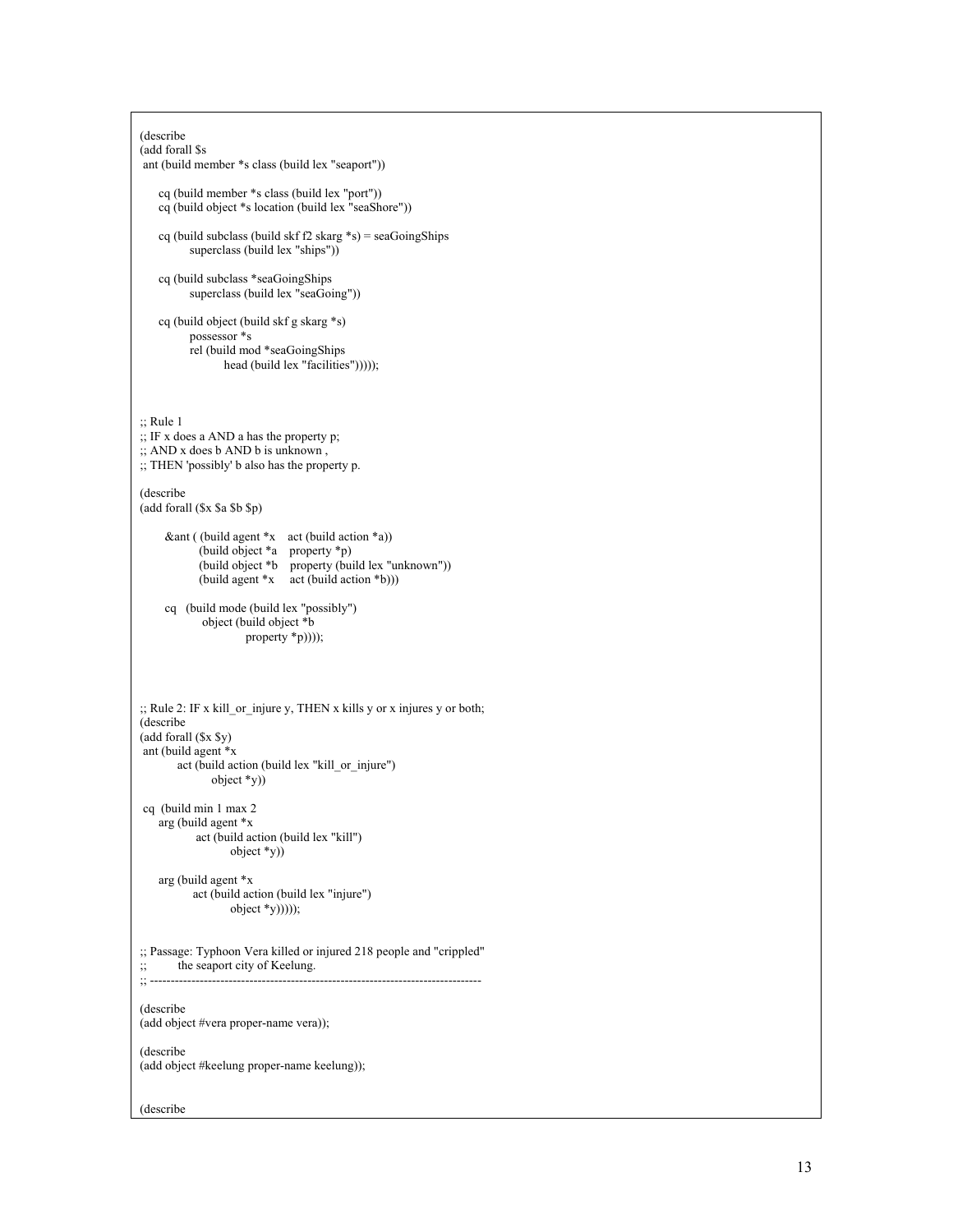```
(describe
(add forall $s
 ant (build member *s class (build lex "seaport"))

     cq (build member *s class (build lex "port"))
     cq (build object *s location (build lex "seaShore"))

     cq (build subclass (build skf f2 skarg *s) = seaGoingShips
             superclass (build lex "ships"))

     cq (build subclass *seaGoingShips
             superclass (build lex "seaGoing"))

     cq (build object (build skf g skarg *s)
             possessor *s
             rel (build mod *seaGoingShips
                     head (build lex "facilities")))));



;; Rule 1
;; IF x does a AND a has the property p;
;; AND x does b AND b is unknown ,
;; THEN 'possibly' b also has the property p.

(describe
(add forall ($x $a $b $p)

       &ant ( (build agent *x    act (build action *a))
              (build object *a   property *p)
              (build object *b   property (build lex "unknown"))
              (build agent *x    act (build action *b)))

       cq   (build mode (build lex "possibly")
               object (build object *b
                          property *p))));




;; Rule 2: IF x kill_or_injure y, THEN x kills y or x injures y or both;
(describe
(add forall ($x $y)
 ant (build agent *x
          act (build action (build lex "kill_or_injure")
                  object *y))

 cq  (build min 1 max 2
     arg (build agent *x
              act (build action (build lex "kill")
                      object *y))

     arg (build agent *x
             act (build action (build lex "injure")
                      object *y)))));


;; Passage: Typhoon Vera killed or injured 218 people and "crippled"
;;         the seaport city of Keelung.
;; -------------------------------------------------------------------------------

(describe
(add object #vera proper-name vera));

(describe
(add object #keelung proper-name keelung));


(describe
```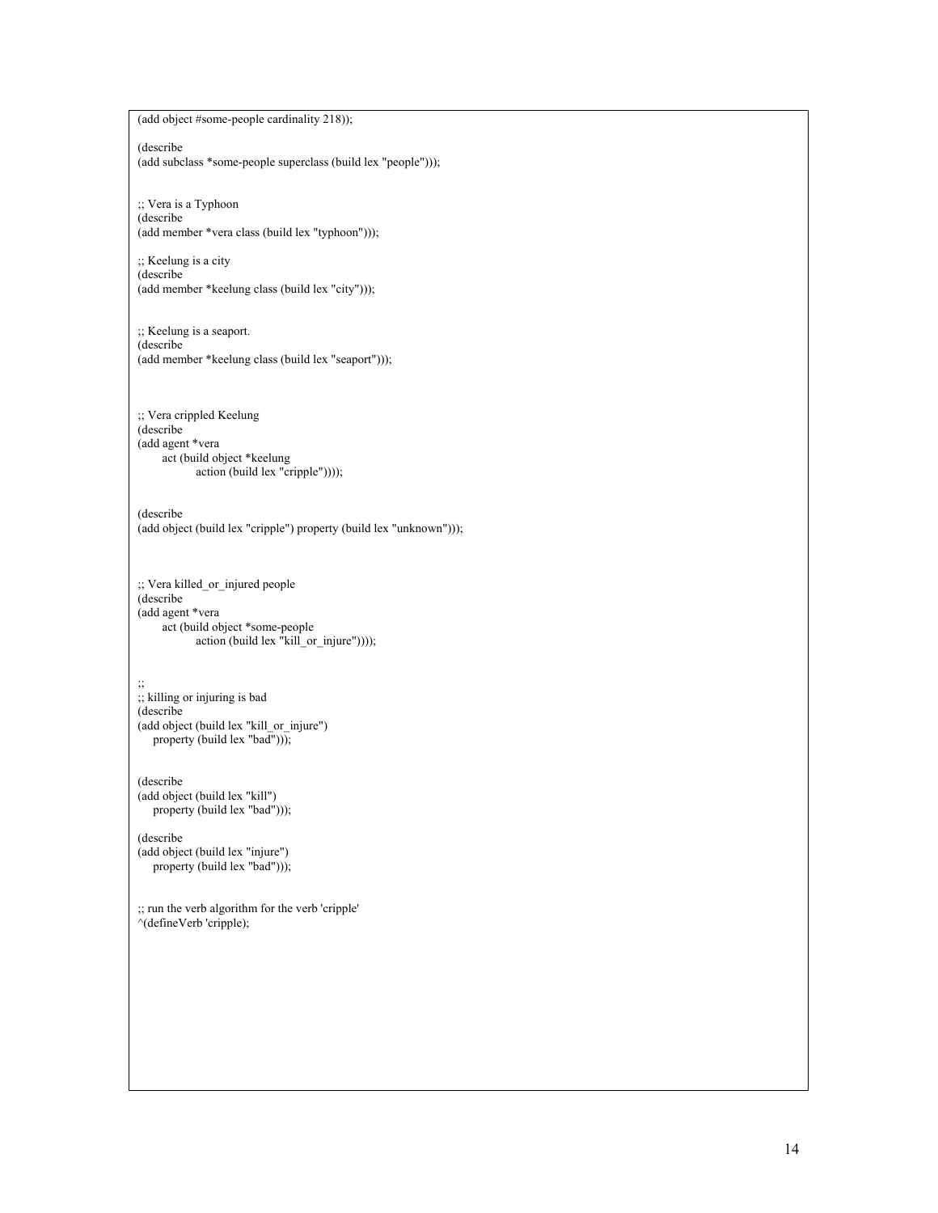```
(add object #some-people cardinality 218));

(describe
(add subclass *some-people superclass (build lex "people")));


;; Vera is a Typhoon
(describe
(add member *vera class (build lex "typhoon")));

;; Keelung is a city
(describe
(add member *keelung class (build lex "city")));


;; Keelung is a seaport.
(describe
(add member *keelung class (build lex "seaport")));



;; Vera crippled Keelung
(describe
(add agent *vera
      act (build object *keelung
               action (build lex "cripple"))));


(describe
(add object (build lex "cripple") property (build lex "unknown")));



;; Vera killed_or_injured people
(describe
(add agent *vera
      act (build object *some-people
               action (build lex "kill_or_injure"))));


;;
;; killing or injuring is bad
(describe
(add object (build lex "kill_or_injure")
    property (build lex "bad")));


(describe
(add object (build lex "kill")
    property (build lex "bad")));

(describe
(add object (build lex "injure")
    property (build lex "bad")));


;; run the verb algorithm for the verb 'cripple'
^(defineVerb 'cripple);
```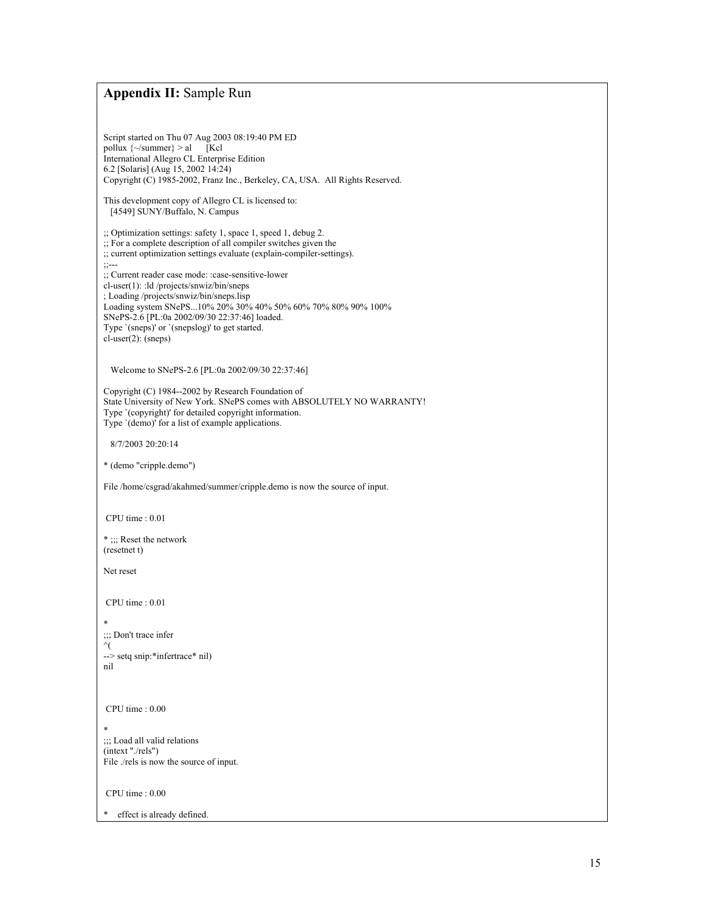## **Appendix II:** Sample Run

```
Script started on Thu 07 Aug 2003 08:19:40 PM ED
pollux {~/summer} > al      [Kcl
International Allegro CL Enterprise Edition
6.2 [Solaris] (Aug 15, 2002 14:24)
Copyright (C) 1985-2002, Franz Inc., Berkeley, CA, USA.  All Rights Reserved.

This development copy of Allegro CL is licensed to:
   [4549] SUNY/Buffalo, N. Campus

;; Optimization settings: safety 1, space 1, speed 1, debug 2.
;; For a complete description of all compiler switches given the
;; current optimization settings evaluate (explain-compiler-settings).
;;---
;; Current reader case mode: :case-sensitive-lower
cl-user(1): :ld /projects/snwiz/bin/sneps
; Loading /projects/snwiz/bin/sneps.lisp
Loading system SNePS...10% 20% 30% 40% 50% 60% 70% 80% 90% 100%
SNePS-2.6 [PL:0a 2002/09/30 22:37:46] loaded.
Type `(sneps)' or `(snepslog)' to get started.
cl-user(2): (sneps)


   Welcome to SNePS-2.6 [PL:0a 2002/09/30 22:37:46]

Copyright (C) 1984--2002 by Research Foundation of
State University of New York. SNePS comes with ABSOLUTELY NO WARRANTY!
Type `(copyright)' for detailed copyright information.
Type `(demo)' for a list of example applications.

   8/7/2003 20:20:14

* (demo "cripple.demo")

File /home/csgrad/akahmed/summer/cripple.demo is now the source of input.


 CPU time : 0.01

* ;;; Reset the network
(resetnet t)

Net reset


 CPU time : 0.01

*
;;; Don't trace infer
^(
--> setq snip:*infertrace* nil)
nil



 CPU time : 0.00

*
;;; Load all valid relations
(intext "./rels")
File ./rels is now the source of input.


 CPU time : 0.00

*    effect is already defined.
```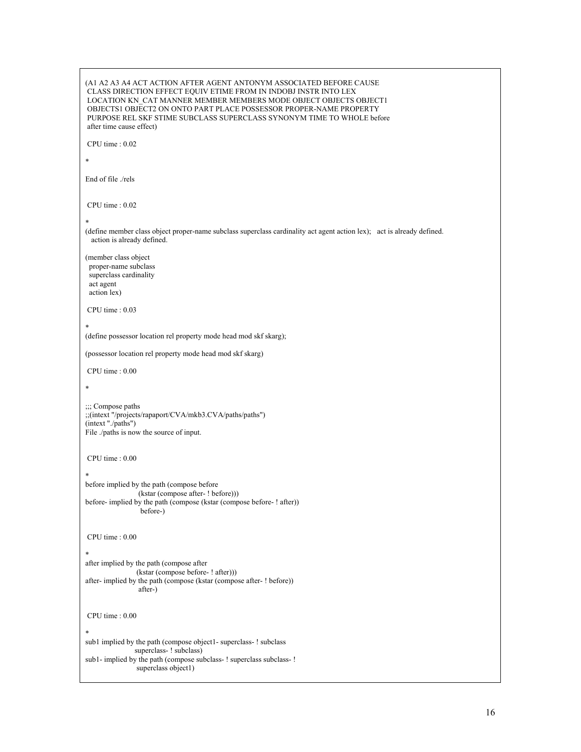```
(A1 A2 A3 A4 ACT ACTION AFTER AGENT ANTONYM ASSOCIATED BEFORE CAUSE
 CLASS DIRECTION EFFECT EQUIV ETIME FROM IN INDOBJ INSTR INTO LEX
 LOCATION KN_CAT MANNER MEMBER MEMBERS MODE OBJECT OBJECTS OBJECT1
 OBJECTS1 OBJECT2 ON ONTO PART PLACE POSSESSOR PROPER-NAME PROPERTY
 PURPOSE REL SKF STIME SUBCLASS SUPERCLASS SYNONYM TIME TO WHOLE before
 after time cause effect)

 CPU time : 0.02

*

End of file ./rels


 CPU time : 0.02

*
(define member class object proper-name subclass superclass cardinality act agent action lex);   act is already defined.
   action is already defined.

(member class object
  proper-name subclass
  superclass cardinality
  act agent
  action lex)

 CPU time : 0.03

*
(define possessor location rel property mode head mod skf skarg);

(possessor location rel property mode head mod skf skarg)

 CPU time : 0.00

*

;;; Compose paths
;;(intext "/projects/rapaport/CVA/mkb3.CVA/paths/paths")
(intext "./paths")
File ./paths is now the source of input.


 CPU time : 0.00

*
before implied by the path (compose before
                     (kstar (compose after- ! before)))
before- implied by the path (compose (kstar (compose before- ! after))
                         before-)


 CPU time : 0.00

*
after implied by the path (compose after
                    (kstar (compose before- ! after)))
after- implied by the path (compose (kstar (compose after- ! before))
                        after-)


 CPU time : 0.00

*
sub1 implied by the path (compose object1- superclass- ! subclass
                    superclass- ! subclass)
sub1- implied by the path (compose subclass- ! superclass subclass- !
                     superclass object1)
```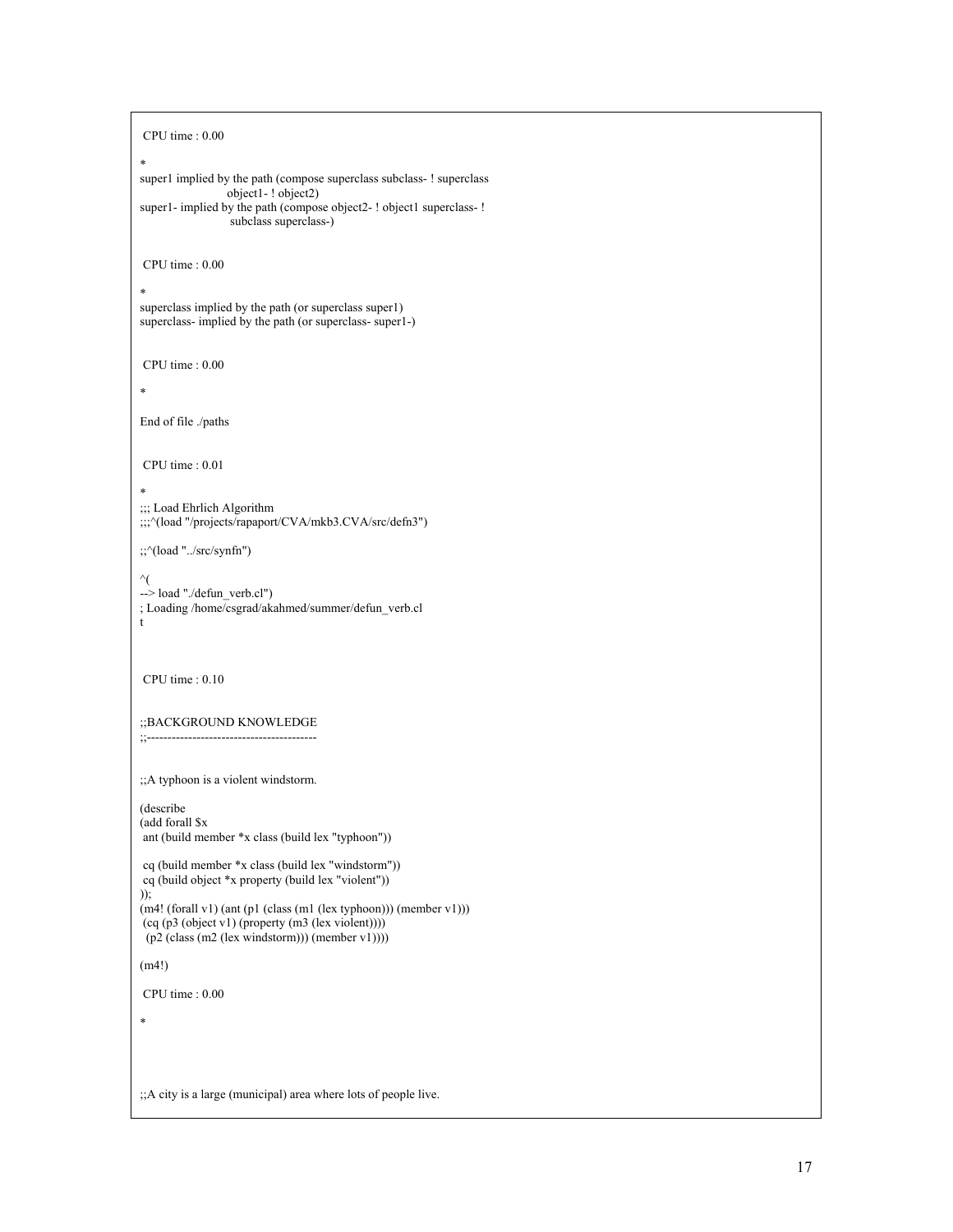```
 CPU time : 0.00

*
super1 implied by the path (compose superclass subclass- ! superclass
                        object1- ! object2)
super1- implied by the path (compose object2- ! object1 superclass- !
                         subclass superclass-)


 CPU time : 0.00

*
superclass implied by the path (or superclass super1)
superclass- implied by the path (or superclass- super1-)


 CPU time : 0.00

*

End of file ./paths


 CPU time : 0.01

*
;;; Load Ehrlich Algorithm
;;;^(load "/projects/rapaport/CVA/mkb3.CVA/src/defn3")

;;^(load "../src/synfn")

^(
--> load "./defun_verb.cl")
; Loading /home/csgrad/akahmed/summer/defun_verb.cl
t



 CPU time : 0.10


;;BACKGROUND KNOWLEDGE
;;----------------------------------------


;;A typhoon is a violent windstorm.

(describe
(add forall $x
 ant (build member *x class (build lex "typhoon"))

 cq (build member *x class (build lex "windstorm"))
 cq (build object *x property (build lex "violent"))
));
(m4! (forall v1) (ant (p1 (class (m1 (lex typhoon))) (member v1)))
 (cq (p3 (object v1) (property (m3 (lex violent))))
  (p2 (class (m2 (lex windstorm))) (member v1))))

(m4!)

 CPU time : 0.00

*




;;A city is a large (municipal) area where lots of people live.
```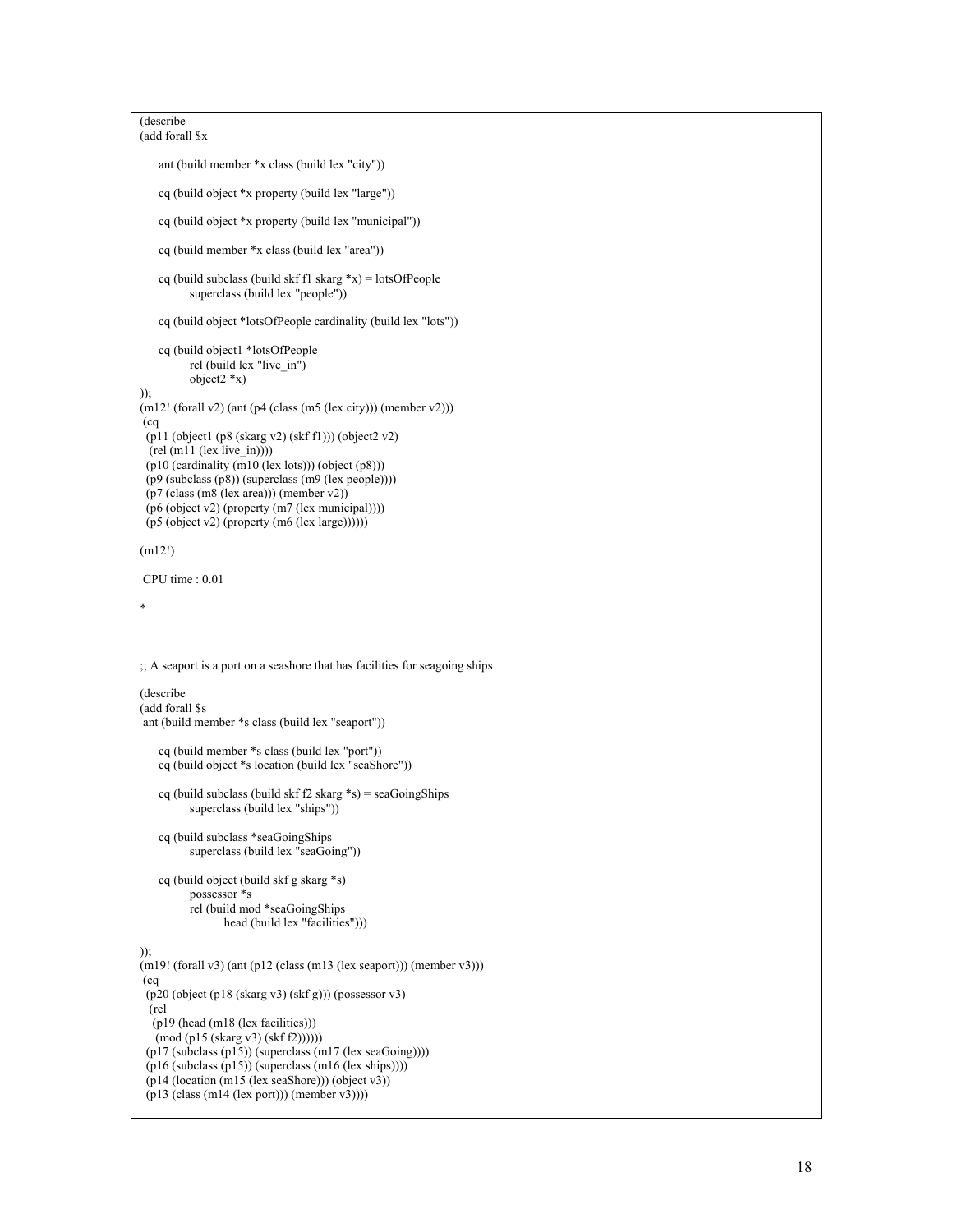```
(describe
(add forall $x

     ant (build member *x class (build lex "city"))

     cq (build object *x property (build lex "large"))

     cq (build object *x property (build lex "municipal"))

     cq (build member *x class (build lex "area"))

     cq (build subclass (build skf f1 skarg *x) = lotsOfPeople
              superclass (build lex "people"))

     cq (build object *lotsOfPeople cardinality (build lex "lots"))

     cq (build object1 *lotsOfPeople
              rel (build lex "live_in")
              object2 *x)
));
(m12! (forall v2) (ant (p4 (class (m5 (lex city))) (member v2)))
 (cq
  (p11 (object1 (p8 (skarg v2) (skf f1))) (object2 v2)
   (rel (m11 (lex live_in))))
  (p10 (cardinality (m10 (lex lots))) (object (p8)))
  (p9 (subclass (p8)) (superclass (m9 (lex people))))
  (p7 (class (m8 (lex area))) (member v2))
  (p6 (object v2) (property (m7 (lex municipal))))
  (p5 (object v2) (property (m6 (lex large))))))

(m12!)

 CPU time : 0.01

*



;; A seaport is a port on a seashore that has facilities for seagoing ships

(describe
(add forall $s
 ant (build member *s class (build lex "seaport"))

     cq (build member *s class (build lex "port"))
     cq (build object *s location (build lex "seaShore"))

     cq (build subclass (build skf f2 skarg *s) = seaGoingShips
              superclass (build lex "ships"))

     cq (build subclass *seaGoingShips
              superclass (build lex "seaGoing"))

     cq (build object (build skf g skarg *s)
              possessor *s
              rel (build mod *seaGoingShips
                       head (build lex "facilities")))

));
(m19! (forall v3) (ant (p12 (class (m13 (lex seaport))) (member v3)))
 (cq
  (p20 (object (p18 (skarg v3) (skf g))) (possessor v3)
   (rel
    (p19 (head (m18 (lex facilities)))
     (mod (p15 (skarg v3) (skf f2))))))
  (p17 (subclass (p15)) (superclass (m17 (lex seaGoing))))
  (p16 (subclass (p15)) (superclass (m16 (lex ships))))
  (p14 (location (m15 (lex seaShore))) (object v3))
  (p13 (class (m14 (lex port))) (member v3))))
```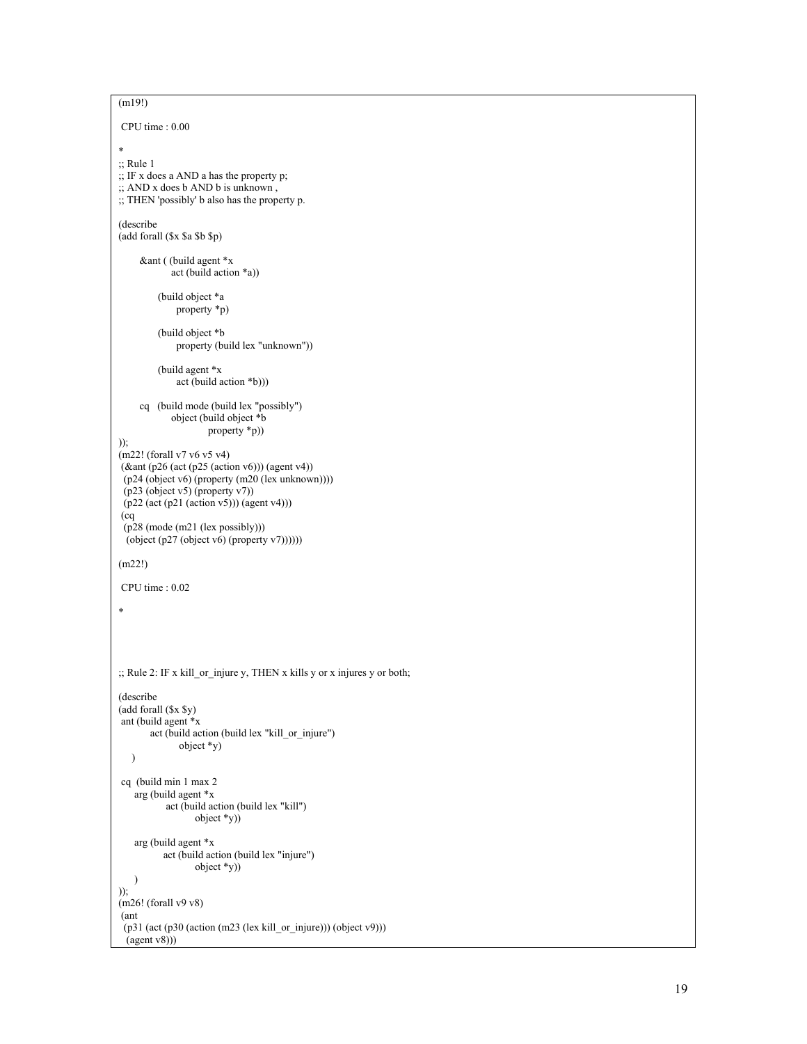```
(m19!)

 CPU time : 0.00

*
;; Rule 1
;; IF x does a AND a has the property p;
;; AND x does b AND b is unknown ,
;; THEN 'possibly' b also has the property p.

(describe
(add forall ($x $a $b $p)

       &ant ( (build agent *x
                 act (build action *a))

             (build object *a
                  property *p)

             (build object *b
                  property (build lex "unknown"))

             (build agent *x
                  act (build action *b)))

       cq   (build mode (build lex "possibly")
                 object (build object *b
                           property *p))
));
(m22! (forall v7 v6 v5 v4)
 (&ant (p26 (act (p25 (action v6))) (agent v4))
  (p24 (object v6) (property (m20 (lex unknown))))
  (p23 (object v5) (property v7))
  (p22 (act (p21 (action v5))) (agent v4)))
 (cq
  (p28 (mode (m21 (lex possibly)))
   (object (p27 (object v6) (property v7))))))

(m22!)

 CPU time : 0.02

*




;; Rule 2: IF x kill_or_injure y, THEN x kills y or x injures y or both;

(describe
(add forall ($x $y)
 ant (build agent *x
          act (build action (build lex "kill_or_injure")
                    object *y)
    )

 cq  (build min 1 max 2
     arg (build agent *x
               act (build action (build lex "kill")
                         object *y))

     arg (build agent *x
              act (build action (build lex "injure")
                         object *y))
     )
));
(m26! (forall v9 v8)
 (ant
  (p31 (act (p30 (action (m23 (lex kill_or_injure))) (object v9)))
   (agent v8)))
```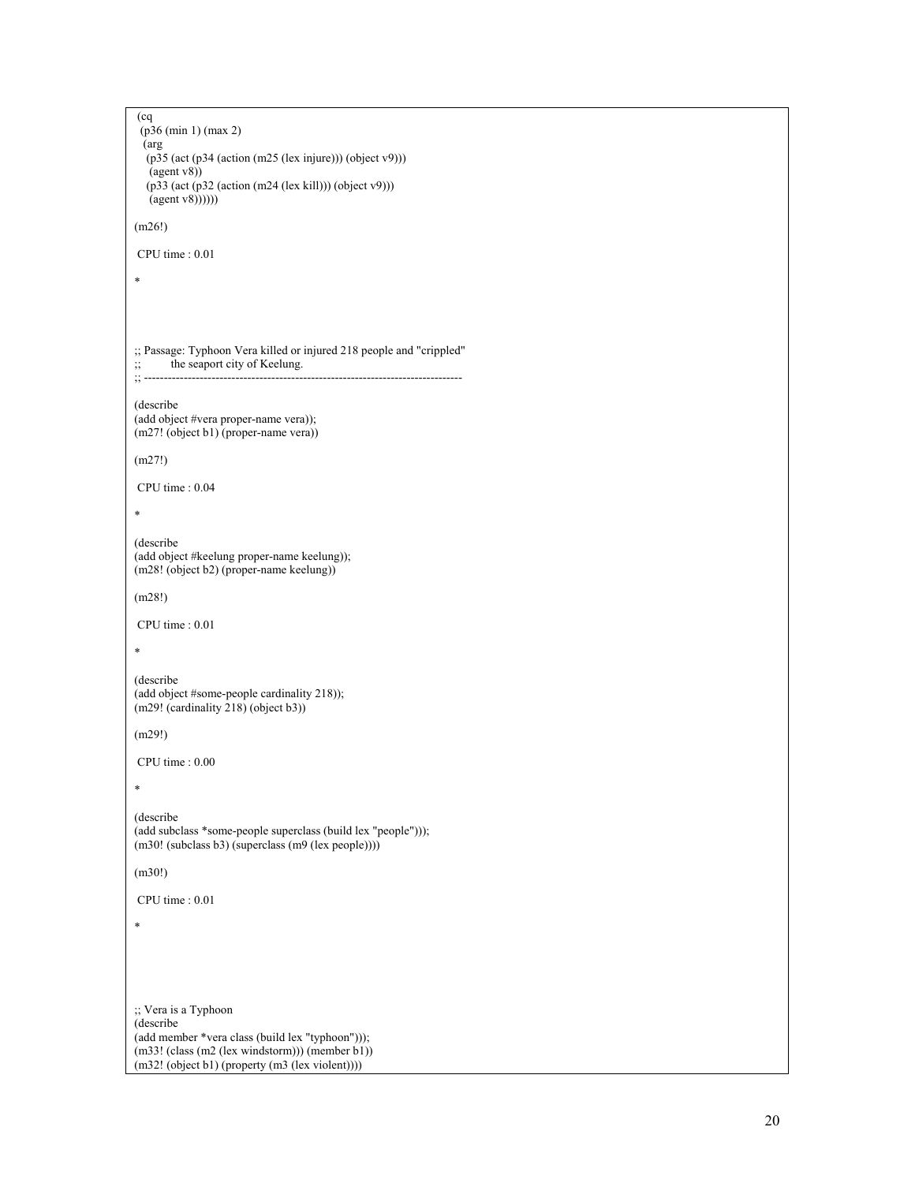```
 (cq
  (p36 (min 1) (max 2)
   (arg
    (p35 (act (p34 (action (m25 (lex injure))) (object v9)))
     (agent v8))
    (p33 (act (p32 (action (m24 (lex kill))) (object v9)))
     (agent v8))))))

(m26!)

 CPU time : 0.01

*




;; Passage: Typhoon Vera killed or injured 218 people and "crippled"
;;         the seaport city of Keelung.
;; ---------------------------------------------------------------------------

(describe
(add object #vera proper-name vera));
(m27! (object b1) (proper-name vera))

(m27!)

 CPU time : 0.04

*

(describe
(add object #keelung proper-name keelung));
(m28! (object b2) (proper-name keelung))

(m28!)

 CPU time : 0.01

*

(describe
(add object #some-people cardinality 218));
(m29! (cardinality 218) (object b3))

(m29!)

 CPU time : 0.00

*

(describe
(add subclass *some-people superclass (build lex "people")));
(m30! (subclass b3) (superclass (m9 (lex people))))

(m30!)

 CPU time : 0.01

*





;; Vera is a Typhoon
(describe
(add member *vera class (build lex "typhoon")));
(m33! (class (m2 (lex windstorm))) (member b1))
(m32! (object b1) (property (m3 (lex violent))))
```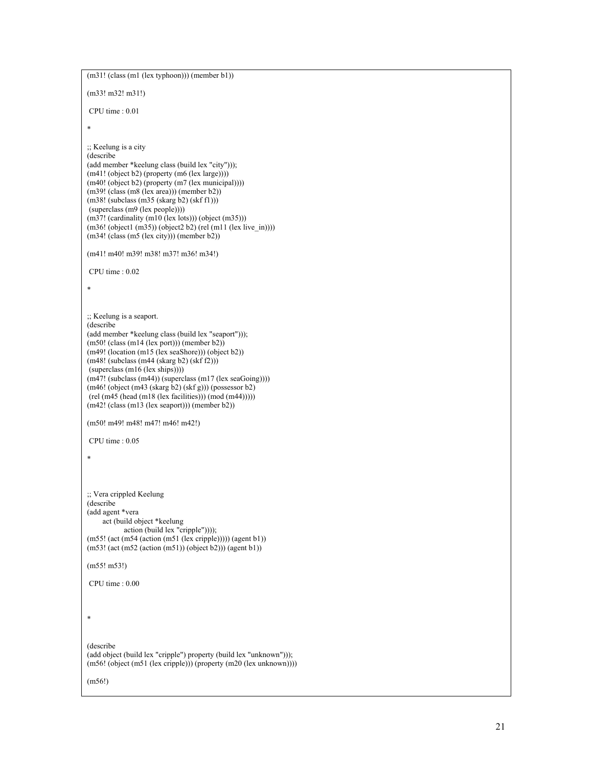```
(m31! (class (m1 (lex typhoon))) (member b1))

(m33! m32! m31!)

 CPU time : 0.01

*

;; Keelung is a city
(describe
(add member *keelung class (build lex "city")));
(m41! (object b2) (property (m6 (lex large))))
(m40! (object b2) (property (m7 (lex municipal))))
(m39! (class (m8 (lex area))) (member b2))
(m38! (subclass (m35 (skarg b2) (skf f1)))
 (superclass (m9 (lex people))))
(m37! (cardinality (m10 (lex lots))) (object (m35)))
(m36! (object1 (m35)) (object2 b2) (rel (m11 (lex live_in))))
(m34! (class (m5 (lex city))) (member b2))

(m41! m40! m39! m38! m37! m36! m34!)

 CPU time : 0.02

*


;; Keelung is a seaport.
(describe
(add member *keelung class (build lex "seaport")));
(m50! (class (m14 (lex port))) (member b2))
(m49! (location (m15 (lex seaShore))) (object b2))
(m48! (subclass (m44 (skarg b2) (skf f2)))
 (superclass (m16 (lex ships))))
(m47! (subclass (m44)) (superclass (m17 (lex seaGoing))))
(m46! (object (m43 (skarg b2) (skf g))) (possessor b2)
 (rel (m45 (head (m18 (lex facilities))) (mod (m44)))))
(m42! (class (m13 (lex seaport))) (member b2))

(m50! m49! m48! m47! m46! m42!)

 CPU time : 0.05

*



;; Vera crippled Keelung
(describe
(add agent *vera
       act (build object *keelung
               action (build lex "cripple"))));
(m55! (act (m54 (action (m51 (lex cripple))))) (agent b1))
(m53! (act (m52 (action (m51)) (object b2))) (agent b1))

(m55! m53!)

 CPU time : 0.00



*



(describe
(add object (build lex "cripple") property (build lex "unknown")));
(m56! (object (m51 (lex cripple))) (property (m20 (lex unknown))))

(m56!)
```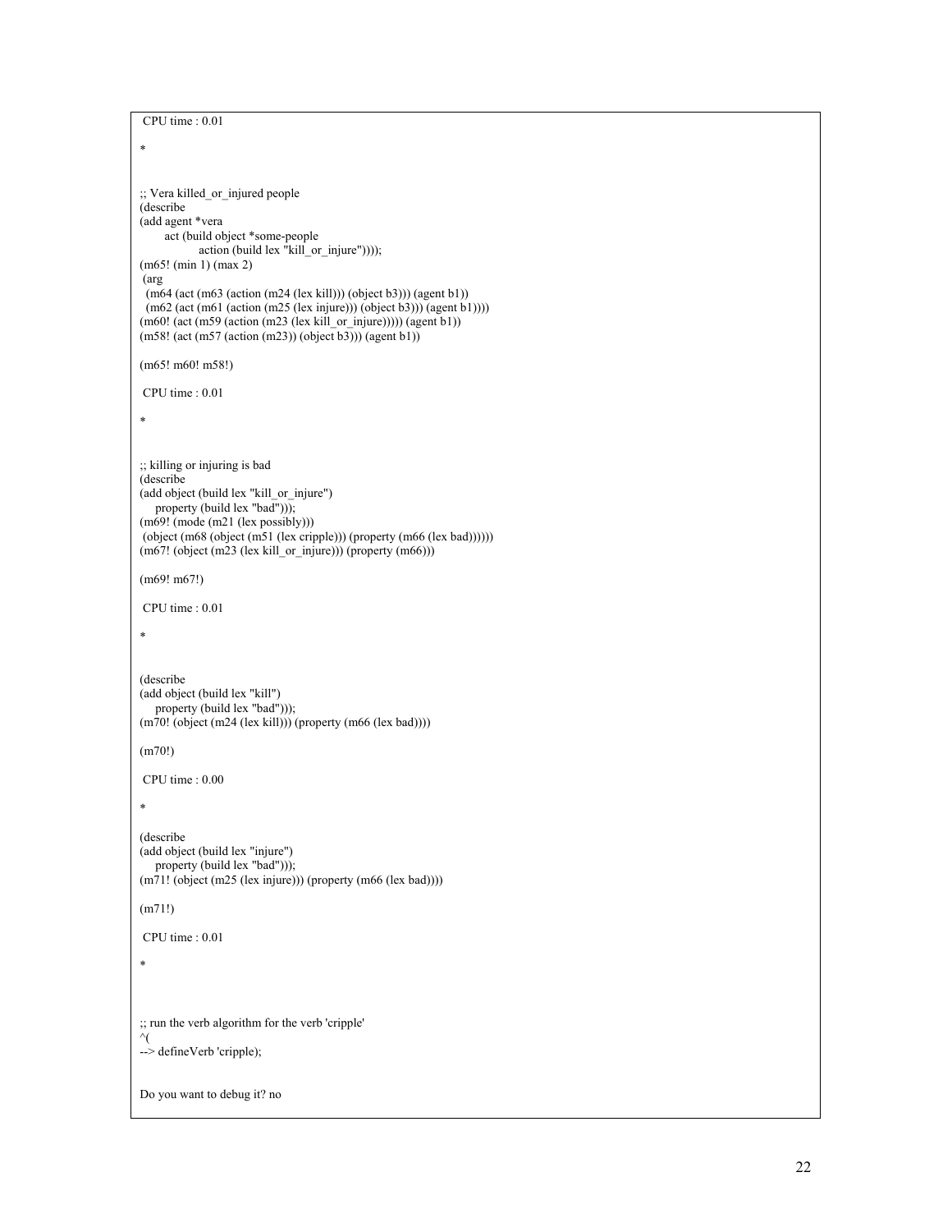```
 CPU time : 0.01

*


;; Vera killed_or_injured people
(describe
(add agent *vera
       act (build object *some-people
                action (build lex "kill_or_injure"))));
(m65! (min 1) (max 2)
 (arg
  (m64 (act (m63 (action (m24 (lex kill))) (object b3))) (agent b1))
  (m62 (act (m61 (action (m25 (lex injure))) (object b3))) (agent b1))))
(m60! (act (m59 (action (m23 (lex kill_or_injure))))) (agent b1))
(m58! (act (m57 (action (m23)) (object b3))) (agent b1))

(m65! m60! m58!)

 CPU time : 0.01

*


;; killing or injuring is bad
(describe
(add object (build lex "kill_or_injure")
    property (build lex "bad")));
(m69! (mode (m21 (lex possibly)))
 (object (m68 (object (m51 (lex cripple))) (property (m66 (lex bad))))))
(m67! (object (m23 (lex kill_or_injure))) (property (m66)))

(m69! m67!)

 CPU time : 0.01

*


(describe
(add object (build lex "kill")
    property (build lex "bad")));
(m70! (object (m24 (lex kill))) (property (m66 (lex bad))))

(m70!)

 CPU time : 0.00

*

(describe
(add object (build lex "injure")
    property (build lex "bad")));
(m71! (object (m25 (lex injure))) (property (m66 (lex bad))))

(m71!)

 CPU time : 0.01

*



;; run the verb algorithm for the verb 'cripple'
^(
--> defineVerb 'cripple);


Do you want to debug it? no
```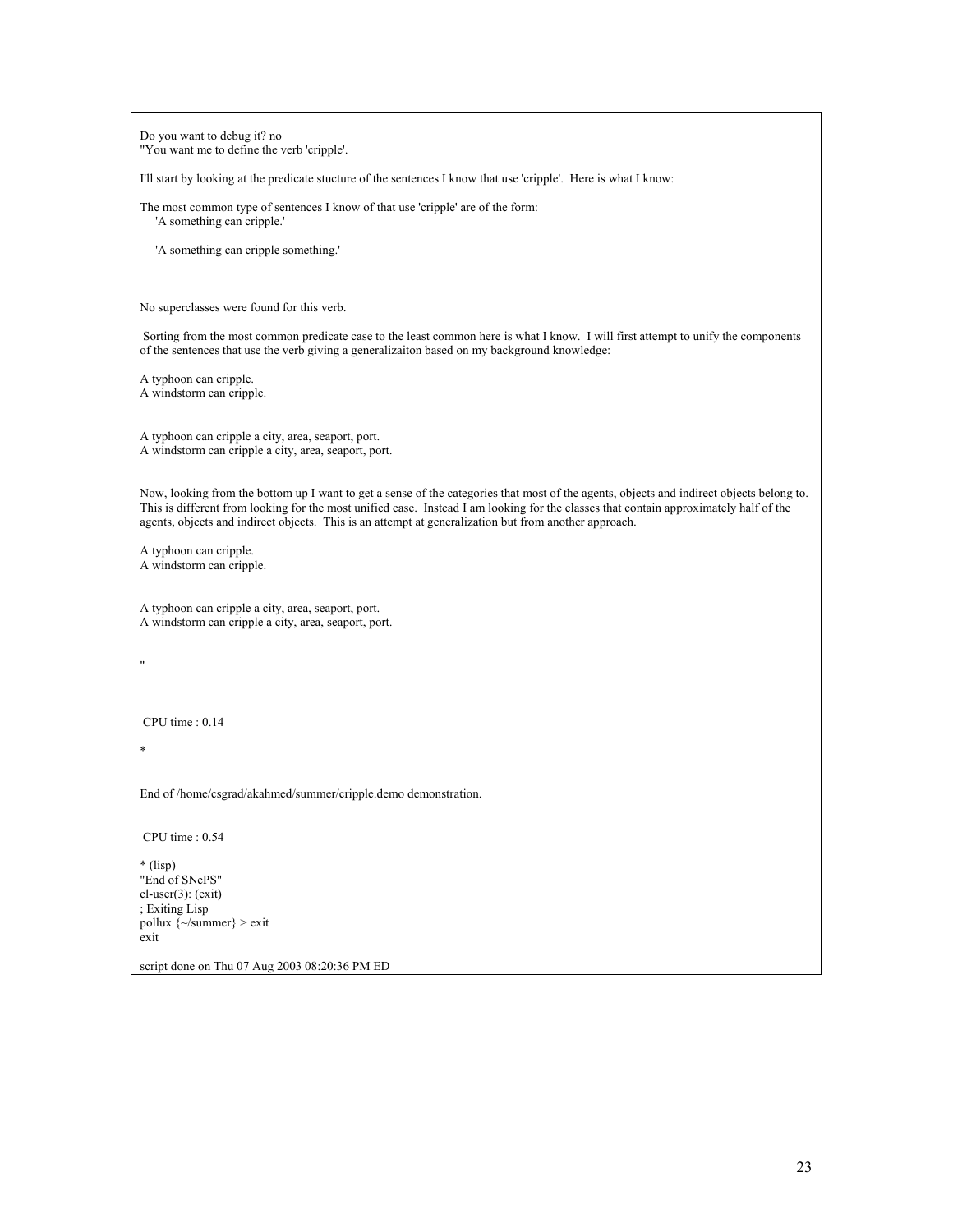```
Do you want to debug it? no
"You want me to define the verb 'cripple'.

I'll start by looking at the predicate stucture of the sentences I know that use 'cripple'.  Here is what I know:

The most common type of sentences I know of that use 'cripple' are of the form:
    'A something can cripple.'

    'A something can cripple something.'



No superclasses were found for this verb.

 Sorting from the most common predicate case to the least common here is what I know.  I will first attempt to unify the components of the sentences that use the verb giving a generalizaiton based on my background knowledge:

A typhoon can cripple.
A windstorm can cripple.


A typhoon can cripple a city, area, seaport, port.
A windstorm can cripple a city, area, seaport, port.


Now, looking from the bottom up I want to get a sense of the categories that most of the agents, objects and indirect objects belong to.
This is different from looking for the most unified case.  Instead I am looking for the classes that contain approximately half of the agents, objects and indirect objects.  This is an attempt at generalization but from another approach.

A typhoon can cripple.
A windstorm can cripple.


A typhoon can cripple a city, area, seaport, port.
A windstorm can cripple a city, area, seaport, port.


"



 CPU time : 0.14

*



End of /home/csgrad/akahmed/summer/cripple.demo demonstration.


 CPU time : 0.54

* (lisp)
"End of SNePS"
cl-user(3): (exit)
; Exiting Lisp
pollux {~/summer} > exit
exit

script done on Thu 07 Aug 2003 08:20:36 PM ED
```